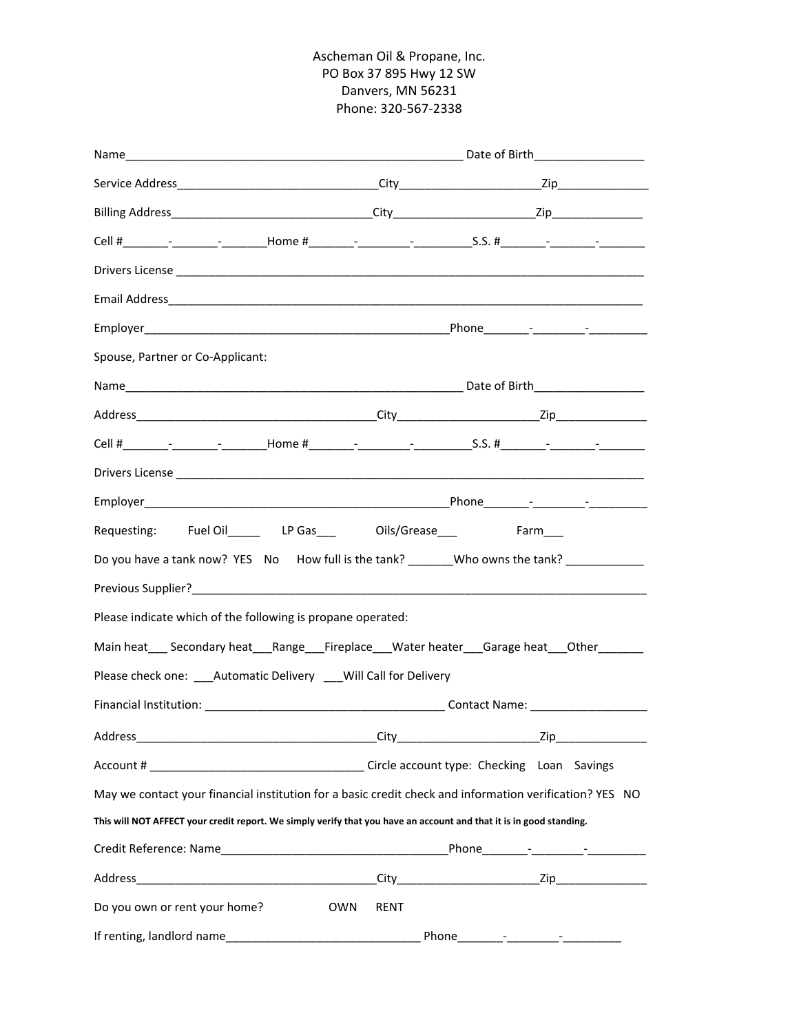Ascheman Oil & Propane, Inc.
PO Box 37 895 Hwy 12 SW
Danvers, MN 56231
Phone: 320-567-2338

Name_____________________________________________________ Date of Birth_________________

Service Address________________________________City______________________Zip______________

Billing Address________________________________City______________________Zip______________

Cell #_______-_______-_______Home #_______-________-_________S.S. #_______-_______-_______

Drivers License ___________________________________________________________________________

Email Address____________________________________________________________________________

Employer________________________________________________Phone_______-________-_________

Spouse, Partner or Co-Applicant:

Name_____________________________________________________ Date of Birth_________________

Address_____________________________________City______________________Zip______________

Cell #_______-_______-_______Home #_______-________-_________S.S. #_______-_______-_______

Drivers License ___________________________________________________________________________

Employer________________________________________________Phone_______-________-_________

Requesting: Fuel Oil_____ LP Gas___ Oils/Grease___ Farm___

Do you have a tank now? YES No How full is the tank? _______Who owns the tank? ____________

Previous Supplier?__________________________________________________________________________

Please indicate which of the following is propane operated:

Main heat___ Secondary heat___Range___Fireplace___Water heater___Garage heat___Other_______

Please check one: ___Automatic Delivery ___Will Call for Delivery

Financial Institution: _____________________________________ Contact Name: __________________

Address_____________________________________City______________________Zip______________

Account # _________________________________ Circle account type: Checking Loan Savings

May we contact your financial institution for a basic credit check and information verification? YES NO

**This will NOT AFFECT your credit report. We simply verify that you have an account and that it is in good standing.**

Credit Reference: Name___________________________________Phone_______-________-_________

Address_____________________________________City______________________Zip______________

Do you own or rent your home? OWN RENT

If renting, landlord name______________________________ Phone_______-________-_________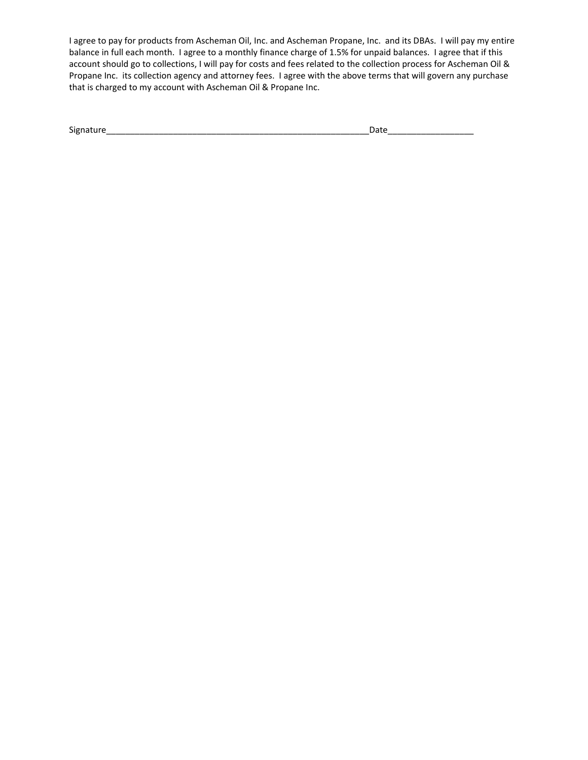I agree to pay for products from Ascheman Oil, Inc. and Ascheman Propane, Inc. and its DBAs. I will pay my entire balance in full each month. I agree to a monthly finance charge of 1.5% for unpaid balances. I agree that if this account should go to collections, I will pay for costs and fees related to the collection process for Ascheman Oil & Propane Inc. its collection agency and attorney fees. I agree with the above terms that will govern any purchase that is charged to my account with Ascheman Oil & Propane Inc.

Signature_______________________________________________________Date__________________